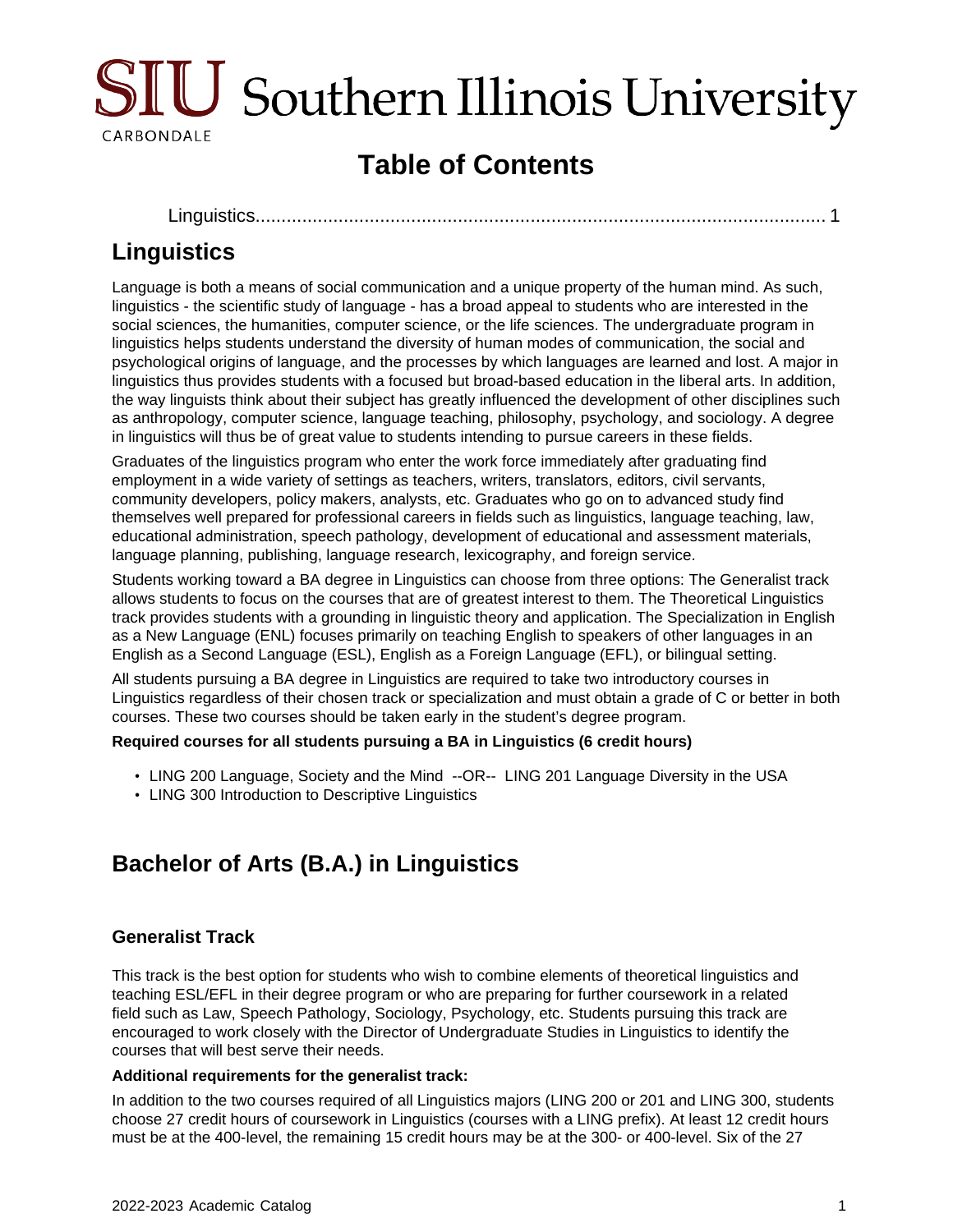# Table of Contents

Linguistics............................................................................................................ 1

## Linguistics

Language is both a means of social communication and a unique property of the human mind. As such, linguistics - the scientific study of language - has a broad appeal to students who are interested in the social sciences, the humanities, computer science, or the life sciences. The undergraduate program in linguistics helps students understand the diversity of human modes of communication, the social and psychological origins of language, and the processes by which languages are learned and lost. A major in linguistics thus provides students with a focused but broad-based education in the liberal arts. In addition, the way linguists think about their subject has greatly influenced the development of other disciplines such as anthropology, computer science, language teaching, philosophy, psychology, and sociology. A degree in linguistics will thus be of great value to students intending to pursue careers in these fields.

Graduates of the linguistics program who enter the work force immediately after graduating find employment in a wide variety of settings as teachers, writers, translators, editors, civil servants, community developers, policy makers, analysts, etc. Graduates who go on to advanced study find themselves well prepared for professional careers in fields such as linguistics, language teaching, law, educational administration, speech pathology, development of educational and assessment materials, language planning, publishing, language research, lexicography, and foreign service.

Students working toward a BA degree in Linguistics can choose from three options: The Generalist track allows students to focus on the courses that are of greatest interest to them. The Theoretical Linguistics track provides students with a grounding in linguistic theory and application. The Specialization in English as a New Language (ENL) focuses primarily on teaching English to speakers of other languages in an English as a Second Language (ESL), English as a Foreign Language (EFL), or bilingual setting.

All students pursuing a BA degree in Linguistics are required to take two introductory courses in Linguistics regardless of their chosen track or specialization and must obtain a grade of C or better in both courses. These two courses should be taken early in the student's degree program.

**Required courses for all students pursuing a BA in Linguistics (6 credit hours)**

- LING 200 Language, Society and the Mind --OR-- LING 201 Language Diversity in the USA
- LING 300 Introduction to Descriptive Linguistics

## Bachelor of Arts (B.A.) in Linguistics

### Generalist Track

This track is the best option for students who wish to combine elements of theoretical linguistics and teaching ESL/EFL in their degree program or who are preparing for further coursework in a related field such as Law, Speech Pathology, Sociology, Psychology, etc. Students pursuing this track are encouraged to work closely with the Director of Undergraduate Studies in Linguistics to identify the courses that will best serve their needs.

**Additional requirements for the generalist track:**

In addition to the two courses required of all Linguistics majors (LING 200 or 201 and LING 300, students choose 27 credit hours of coursework in Linguistics (courses with a LING prefix). At least 12 credit hours must be at the 400-level, the remaining 15 credit hours may be at the 300- or 400-level. Six of the 27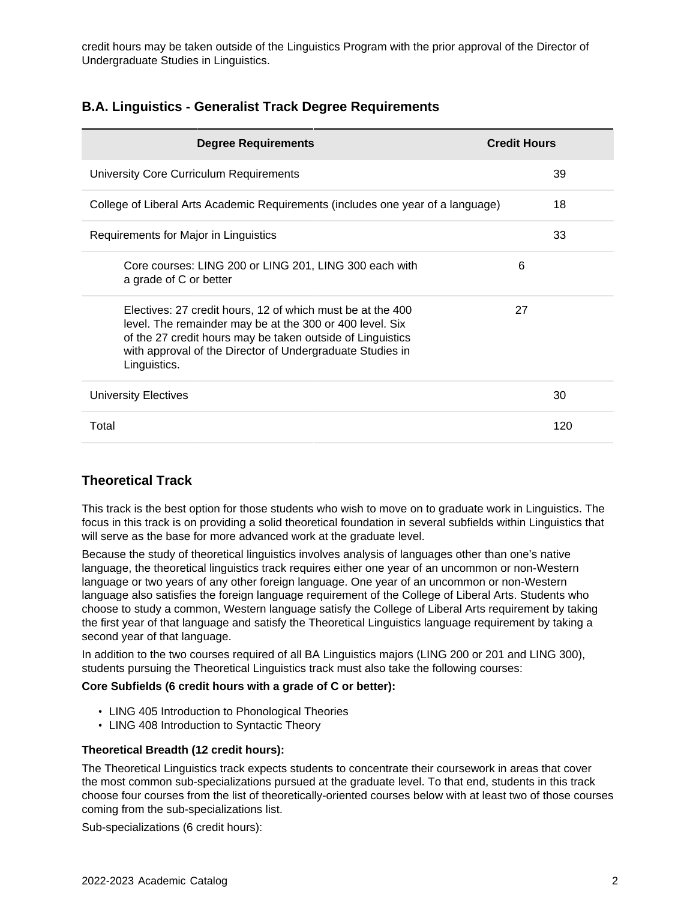credit hours may be taken outside of the Linguistics Program with the prior approval of the Director of Undergraduate Studies in Linguistics.

### B.A. Linguistics - Generalist Track Degree Requirements

| Degree Requirements | | Credit Hours |
| --- | --- | --- |
| University Core Curriculum Requirements | | 39 |
| College of Liberal Arts Academic Requirements (includes one year of a language) | | 18 |
| Requirements for Major in Linguistics | | 33 |
| Core courses: LING 200 or LING 201, LING 300 each with a grade of C or better | 6 | |
| Electives: 27 credit hours, 12 of which must be at the 400 level. The remainder may be at the 300 or 400 level. Six of the 27 credit hours may be taken outside of Linguistics with approval of the Director of Undergraduate Studies in Linguistics. | 27 | |
| University Electives | | 30 |
| Total | | 120 |

### Theoretical Track

This track is the best option for those students who wish to move on to graduate work in Linguistics. The focus in this track is on providing a solid theoretical foundation in several subfields within Linguistics that will serve as the base for more advanced work at the graduate level.

Because the study of theoretical linguistics involves analysis of languages other than one's native language, the theoretical linguistics track requires either one year of an uncommon or non-Western language or two years of any other foreign language. One year of an uncommon or non-Western language also satisfies the foreign language requirement of the College of Liberal Arts. Students who choose to study a common, Western language satisfy the College of Liberal Arts requirement by taking the first year of that language and satisfy the Theoretical Linguistics language requirement by taking a second year of that language.

In addition to the two courses required of all BA Linguistics majors (LING 200 or 201 and LING 300), students pursuing the Theoretical Linguistics track must also take the following courses:

**Core Subfields (6 credit hours with a grade of C or better):**

- LING 405 Introduction to Phonological Theories
- LING 408 Introduction to Syntactic Theory

**Theoretical Breadth (12 credit hours):**

The Theoretical Linguistics track expects students to concentrate their coursework in areas that cover the most common sub-specializations pursued at the graduate level. To that end, students in this track choose four courses from the list of theoretically-oriented courses below with at least two of those courses coming from the sub-specializations list.

Sub-specializations (6 credit hours):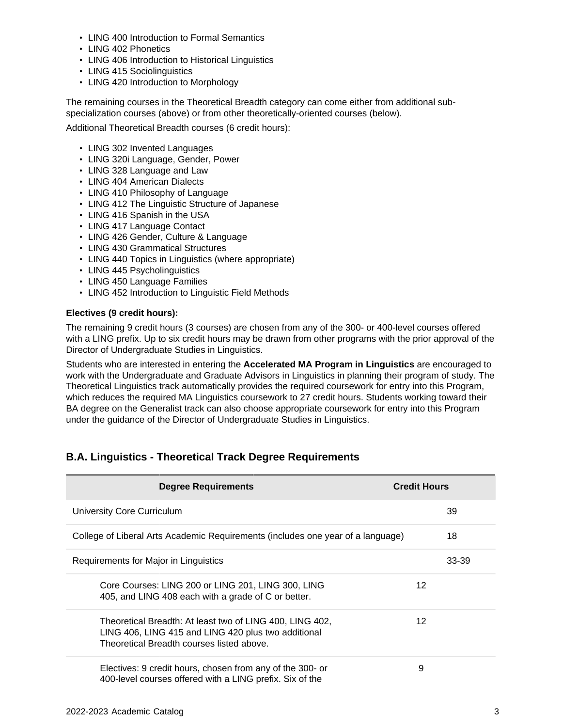- LING 400 Introduction to Formal Semantics
- LING 402 Phonetics
- LING 406 Introduction to Historical Linguistics
- LING 415 Sociolinguistics
- LING 420 Introduction to Morphology

The remaining courses in the Theoretical Breadth category can come either from additional sub-specialization courses (above) or from other theoretically-oriented courses (below).

Additional Theoretical Breadth courses (6 credit hours):

- LING 302 Invented Languages
- LING 320i Language, Gender, Power
- LING 328 Language and Law
- LING 404 American Dialects
- LING 410 Philosophy of Language
- LING 412 The Linguistic Structure of Japanese
- LING 416 Spanish in the USA
- LING 417 Language Contact
- LING 426 Gender, Culture & Language
- LING 430 Grammatical Structures
- LING 440 Topics in Linguistics (where appropriate)
- LING 445 Psycholinguistics
- LING 450 Language Families
- LING 452 Introduction to Linguistic Field Methods

**Electives (9 credit hours):**

The remaining 9 credit hours (3 courses) are chosen from any of the 300- or 400-level courses offered with a LING prefix. Up to six credit hours may be drawn from other programs with the prior approval of the Director of Undergraduate Studies in Linguistics.

Students who are interested in entering the **Accelerated MA Program in Linguistics** are encouraged to work with the Undergraduate and Graduate Advisors in Linguistics in planning their program of study. The Theoretical Linguistics track automatically provides the required coursework for entry into this Program, which reduces the required MA Linguistics coursework to 27 credit hours. Students working toward their BA degree on the Generalist track can also choose appropriate coursework for entry into this Program under the guidance of the Director of Undergraduate Studies in Linguistics.

## B.A. Linguistics - Theoretical Track Degree Requirements

| Degree Requirements | Credit Hours | |
|---|---|---|
| University Core Curriculum | | 39 |
| College of Liberal Arts Academic Requirements (includes one year of a language) | | 18 |
| Requirements for Major in Linguistics | | 33-39 |
| Core Courses: LING 200 or LING 201, LING 300, LING 405, and LING 408 each with a grade of C or better. | 12 | |
| Theoretical Breadth: At least two of LING 400, LING 402, LING 406, LING 415 and LING 420 plus two additional Theoretical Breadth courses listed above. | 12 | |
| Electives: 9 credit hours, chosen from any of the 300- or 400-level courses offered with a LING prefix. Six of the | 9 | |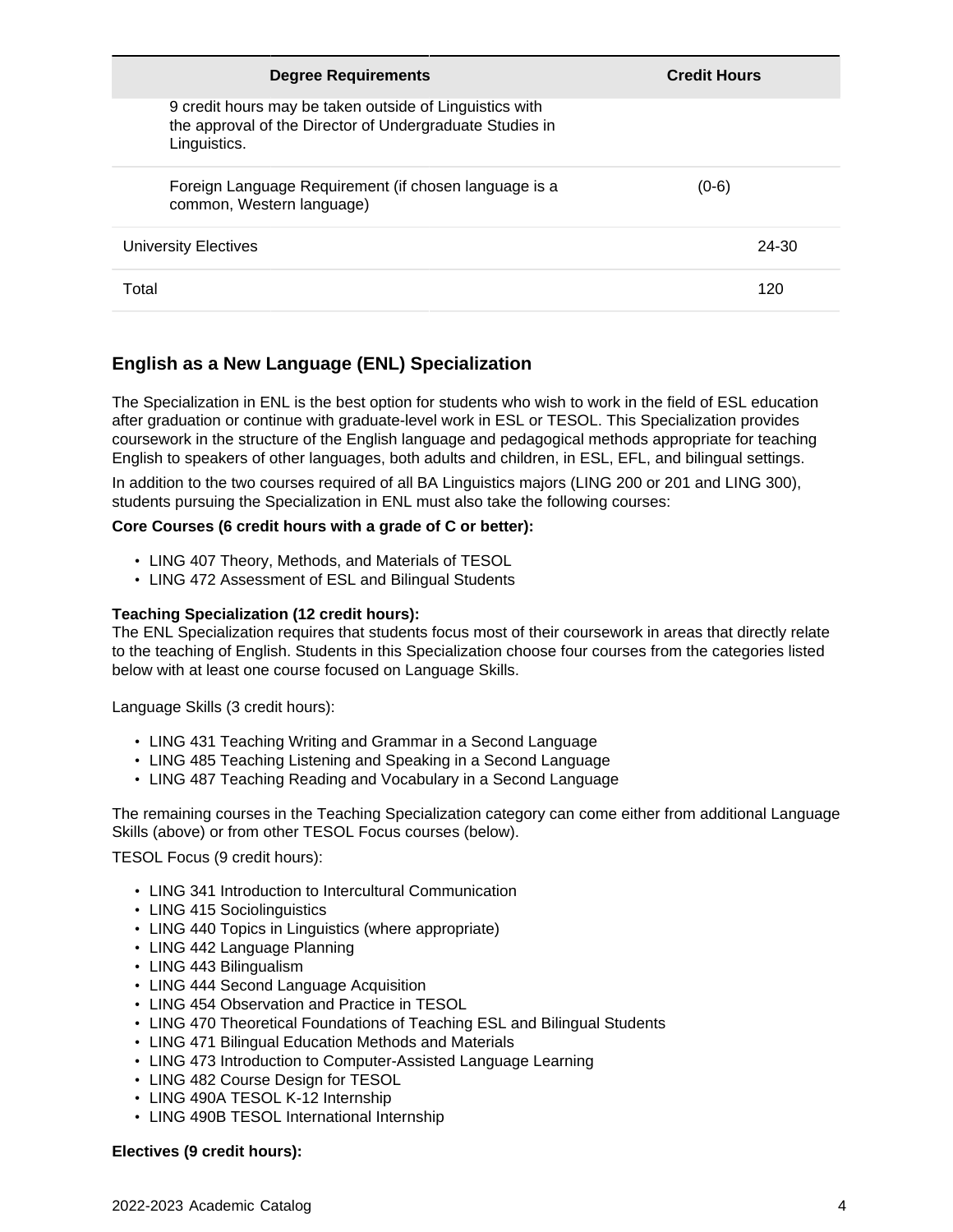| Degree Requirements | Credit Hours |
|---|---|
| 9 credit hours may be taken outside of Linguistics with the approval of the Director of Undergraduate Studies in Linguistics. | |
| Foreign Language Requirement (if chosen language is a common, Western language) | (0-6) |
| University Electives | 24-30 |
| Total | 120 |

## English as a New Language (ENL) Specialization

The Specialization in ENL is the best option for students who wish to work in the field of ESL education after graduation or continue with graduate-level work in ESL or TESOL. This Specialization provides coursework in the structure of the English language and pedagogical methods appropriate for teaching English to speakers of other languages, both adults and children, in ESL, EFL, and bilingual settings.

In addition to the two courses required of all BA Linguistics majors (LING 200 or 201 and LING 300), students pursuing the Specialization in ENL must also take the following courses:

**Core Courses (6 credit hours with a grade of C or better):**

- LING 407 Theory, Methods, and Materials of TESOL
- LING 472 Assessment of ESL and Bilingual Students

**Teaching Specialization (12 credit hours):**
The ENL Specialization requires that students focus most of their coursework in areas that directly relate to the teaching of English. Students in this Specialization choose four courses from the categories listed below with at least one course focused on Language Skills.

Language Skills (3 credit hours):

- LING 431 Teaching Writing and Grammar in a Second Language
- LING 485 Teaching Listening and Speaking in a Second Language
- LING 487 Teaching Reading and Vocabulary in a Second Language

The remaining courses in the Teaching Specialization category can come either from additional Language Skills (above) or from other TESOL Focus courses (below).

TESOL Focus (9 credit hours):

- LING 341 Introduction to Intercultural Communication
- LING 415 Sociolinguistics
- LING 440 Topics in Linguistics (where appropriate)
- LING 442 Language Planning
- LING 443 Bilingualism
- LING 444 Second Language Acquisition
- LING 454 Observation and Practice in TESOL
- LING 470 Theoretical Foundations of Teaching ESL and Bilingual Students
- LING 471 Bilingual Education Methods and Materials
- LING 473 Introduction to Computer-Assisted Language Learning
- LING 482 Course Design for TESOL
- LING 490A TESOL K-12 Internship
- LING 490B TESOL International Internship

**Electives (9 credit hours):**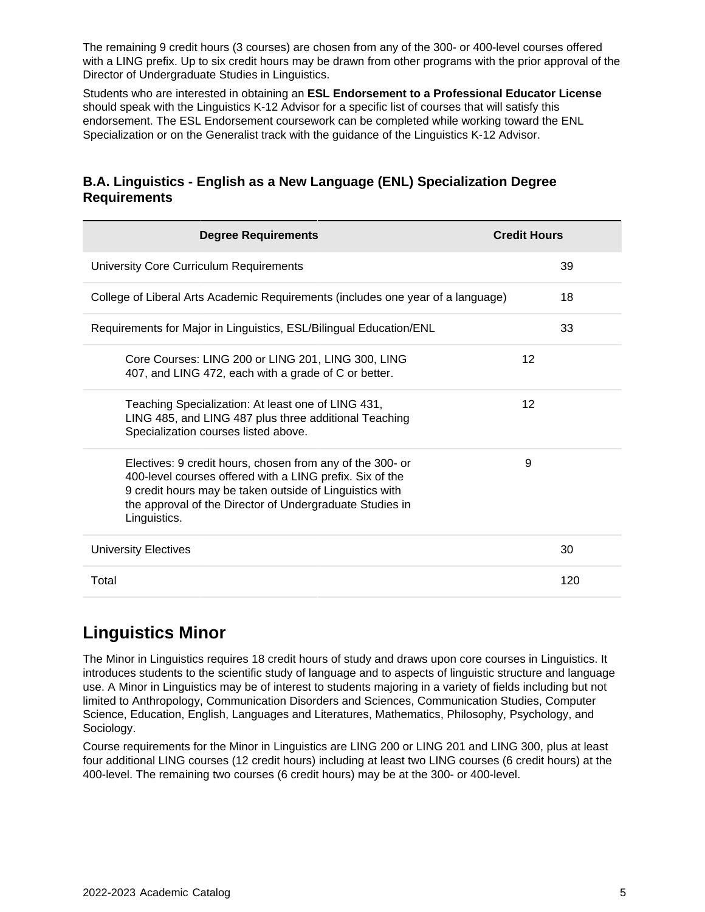The remaining 9 credit hours (3 courses) are chosen from any of the 300- or 400-level courses offered with a LING prefix. Up to six credit hours may be drawn from other programs with the prior approval of the Director of Undergraduate Studies in Linguistics.

Students who are interested in obtaining an **ESL Endorsement to a Professional Educator License** should speak with the Linguistics K-12 Advisor for a specific list of courses that will satisfy this endorsement. The ESL Endorsement coursework can be completed while working toward the ENL Specialization or on the Generalist track with the guidance of the Linguistics K-12 Advisor.

### B.A. Linguistics - English as a New Language (ENL) Specialization Degree Requirements

| Degree Requirements | Credit Hours | |
|---|---|---|
| University Core Curriculum Requirements | | 39 |
| College of Liberal Arts Academic Requirements (includes one year of a language) | | 18 |
| Requirements for Major in Linguistics, ESL/Bilingual Education/ENL | | 33 |
| Core Courses: LING 200 or LING 201, LING 300, LING 407, and LING 472, each with a grade of C or better. | 12 | |
| Teaching Specialization: At least one of LING 431, LING 485, and LING 487 plus three additional Teaching Specialization courses listed above. | 12 | |
| Electives: 9 credit hours, chosen from any of the 300- or 400-level courses offered with a LING prefix. Six of the 9 credit hours may be taken outside of Linguistics with the approval of the Director of Undergraduate Studies in Linguistics. | 9 | |
| University Electives | | 30 |
| Total | | 120 |

## Linguistics Minor

The Minor in Linguistics requires 18 credit hours of study and draws upon core courses in Linguistics. It introduces students to the scientific study of language and to aspects of linguistic structure and language use. A Minor in Linguistics may be of interest to students majoring in a variety of fields including but not limited to Anthropology, Communication Disorders and Sciences, Communication Studies, Computer Science, Education, English, Languages and Literatures, Mathematics, Philosophy, Psychology, and Sociology.

Course requirements for the Minor in Linguistics are LING 200 or LING 201 and LING 300, plus at least four additional LING courses (12 credit hours) including at least two LING courses (6 credit hours) at the 400-level. The remaining two courses (6 credit hours) may be at the 300- or 400-level.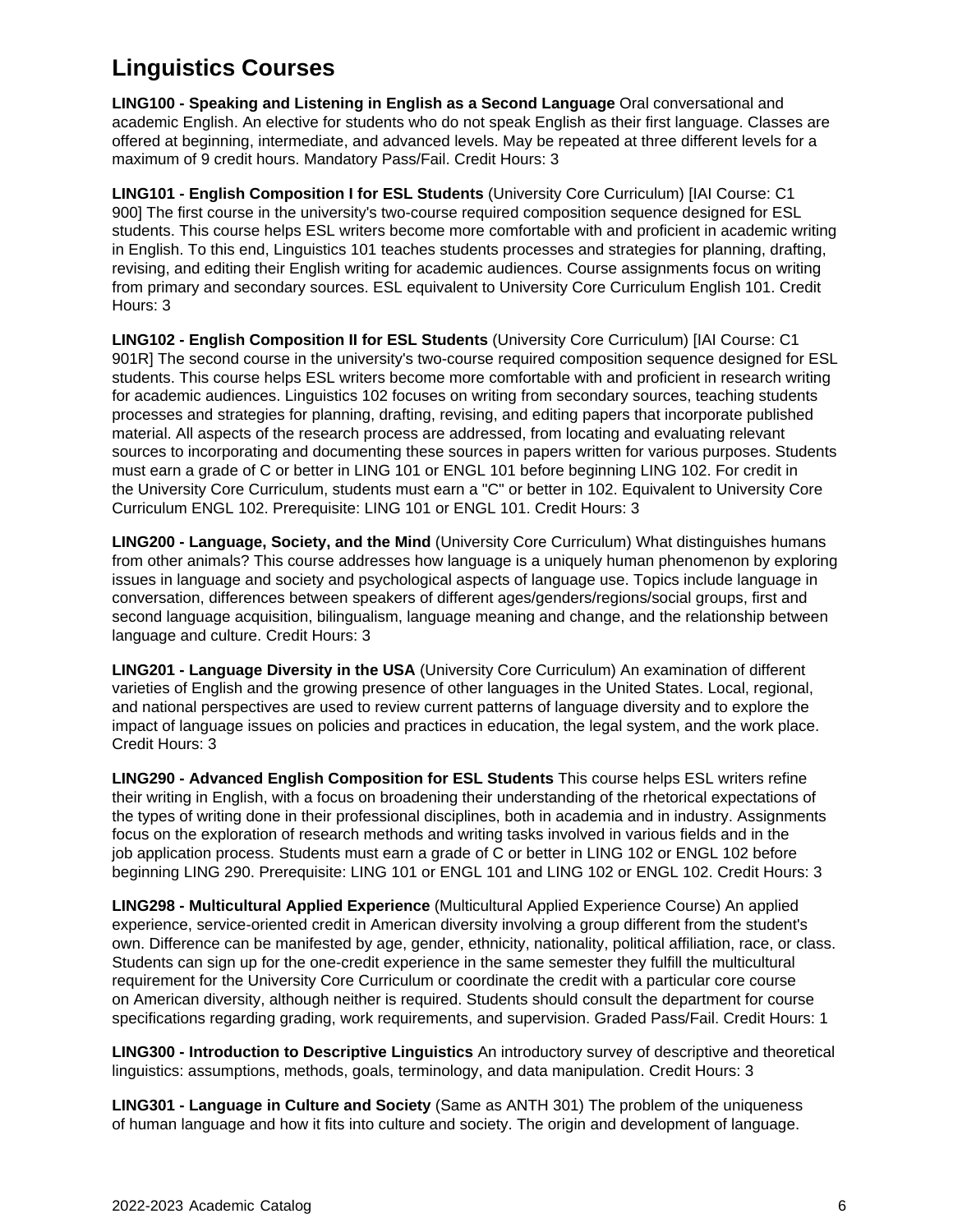## Linguistics Courses

**LING100 - Speaking and Listening in English as a Second Language** Oral conversational and academic English. An elective for students who do not speak English as their first language. Classes are offered at beginning, intermediate, and advanced levels. May be repeated at three different levels for a maximum of 9 credit hours. Mandatory Pass/Fail. Credit Hours: 3

**LING101 - English Composition I for ESL Students** (University Core Curriculum) [IAI Course: C1 900] The first course in the university's two-course required composition sequence designed for ESL students. This course helps ESL writers become more comfortable with and proficient in academic writing in English. To this end, Linguistics 101 teaches students processes and strategies for planning, drafting, revising, and editing their English writing for academic audiences. Course assignments focus on writing from primary and secondary sources. ESL equivalent to University Core Curriculum English 101. Credit Hours: 3

**LING102 - English Composition II for ESL Students** (University Core Curriculum) [IAI Course: C1 901R] The second course in the university's two-course required composition sequence designed for ESL students. This course helps ESL writers become more comfortable with and proficient in research writing for academic audiences. Linguistics 102 focuses on writing from secondary sources, teaching students processes and strategies for planning, drafting, revising, and editing papers that incorporate published material. All aspects of the research process are addressed, from locating and evaluating relevant sources to incorporating and documenting these sources in papers written for various purposes. Students must earn a grade of C or better in LING 101 or ENGL 101 before beginning LING 102. For credit in the University Core Curriculum, students must earn a "C" or better in 102. Equivalent to University Core Curriculum ENGL 102. Prerequisite: LING 101 or ENGL 101. Credit Hours: 3

**LING200 - Language, Society, and the Mind** (University Core Curriculum) What distinguishes humans from other animals? This course addresses how language is a uniquely human phenomenon by exploring issues in language and society and psychological aspects of language use. Topics include language in conversation, differences between speakers of different ages/genders/regions/social groups, first and second language acquisition, bilingualism, language meaning and change, and the relationship between language and culture. Credit Hours: 3

**LING201 - Language Diversity in the USA** (University Core Curriculum) An examination of different varieties of English and the growing presence of other languages in the United States. Local, regional, and national perspectives are used to review current patterns of language diversity and to explore the impact of language issues on policies and practices in education, the legal system, and the work place. Credit Hours: 3

**LING290 - Advanced English Composition for ESL Students** This course helps ESL writers refine their writing in English, with a focus on broadening their understanding of the rhetorical expectations of the types of writing done in their professional disciplines, both in academia and in industry. Assignments focus on the exploration of research methods and writing tasks involved in various fields and in the job application process. Students must earn a grade of C or better in LING 102 or ENGL 102 before beginning LING 290. Prerequisite: LING 101 or ENGL 101 and LING 102 or ENGL 102. Credit Hours: 3

**LING298 - Multicultural Applied Experience** (Multicultural Applied Experience Course) An applied experience, service-oriented credit in American diversity involving a group different from the student's own. Difference can be manifested by age, gender, ethnicity, nationality, political affiliation, race, or class. Students can sign up for the one-credit experience in the same semester they fulfill the multicultural requirement for the University Core Curriculum or coordinate the credit with a particular core course on American diversity, although neither is required. Students should consult the department for course specifications regarding grading, work requirements, and supervision. Graded Pass/Fail. Credit Hours: 1

**LING300 - Introduction to Descriptive Linguistics** An introductory survey of descriptive and theoretical linguistics: assumptions, methods, goals, terminology, and data manipulation. Credit Hours: 3

**LING301 - Language in Culture and Society** (Same as ANTH 301) The problem of the uniqueness of human language and how it fits into culture and society. The origin and development of language.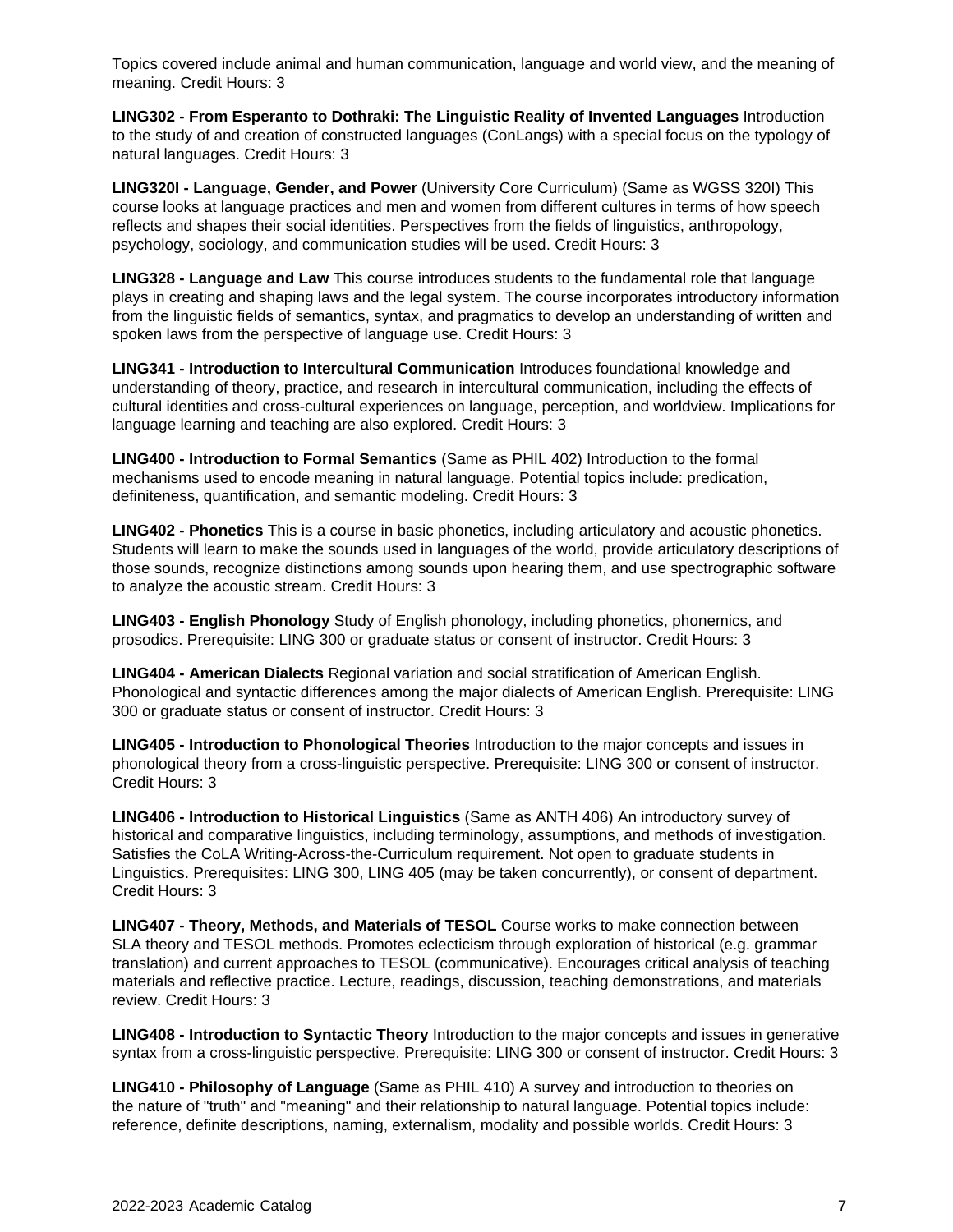Topics covered include animal and human communication, language and world view, and the meaning of meaning. Credit Hours: 3

**LING302 - From Esperanto to Dothraki: The Linguistic Reality of Invented Languages** Introduction to the study of and creation of constructed languages (ConLangs) with a special focus on the typology of natural languages. Credit Hours: 3

**LING320I - Language, Gender, and Power** (University Core Curriculum) (Same as WGSS 320I) This course looks at language practices and men and women from different cultures in terms of how speech reflects and shapes their social identities. Perspectives from the fields of linguistics, anthropology, psychology, sociology, and communication studies will be used. Credit Hours: 3

**LING328 - Language and Law** This course introduces students to the fundamental role that language plays in creating and shaping laws and the legal system. The course incorporates introductory information from the linguistic fields of semantics, syntax, and pragmatics to develop an understanding of written and spoken laws from the perspective of language use. Credit Hours: 3

**LING341 - Introduction to Intercultural Communication** Introduces foundational knowledge and understanding of theory, practice, and research in intercultural communication, including the effects of cultural identities and cross-cultural experiences on language, perception, and worldview. Implications for language learning and teaching are also explored. Credit Hours: 3

**LING400 - Introduction to Formal Semantics** (Same as PHIL 402) Introduction to the formal mechanisms used to encode meaning in natural language. Potential topics include: predication, definiteness, quantification, and semantic modeling. Credit Hours: 3

**LING402 - Phonetics** This is a course in basic phonetics, including articulatory and acoustic phonetics. Students will learn to make the sounds used in languages of the world, provide articulatory descriptions of those sounds, recognize distinctions among sounds upon hearing them, and use spectrographic software to analyze the acoustic stream. Credit Hours: 3

**LING403 - English Phonology** Study of English phonology, including phonetics, phonemics, and prosodics. Prerequisite: LING 300 or graduate status or consent of instructor. Credit Hours: 3

**LING404 - American Dialects** Regional variation and social stratification of American English. Phonological and syntactic differences among the major dialects of American English. Prerequisite: LING 300 or graduate status or consent of instructor. Credit Hours: 3

**LING405 - Introduction to Phonological Theories** Introduction to the major concepts and issues in phonological theory from a cross-linguistic perspective. Prerequisite: LING 300 or consent of instructor. Credit Hours: 3

**LING406 - Introduction to Historical Linguistics** (Same as ANTH 406) An introductory survey of historical and comparative linguistics, including terminology, assumptions, and methods of investigation. Satisfies the CoLA Writing-Across-the-Curriculum requirement. Not open to graduate students in Linguistics. Prerequisites: LING 300, LING 405 (may be taken concurrently), or consent of department. Credit Hours: 3

**LING407 - Theory, Methods, and Materials of TESOL** Course works to make connection between SLA theory and TESOL methods. Promotes eclecticism through exploration of historical (e.g. grammar translation) and current approaches to TESOL (communicative). Encourages critical analysis of teaching materials and reflective practice. Lecture, readings, discussion, teaching demonstrations, and materials review. Credit Hours: 3

**LING408 - Introduction to Syntactic Theory** Introduction to the major concepts and issues in generative syntax from a cross-linguistic perspective. Prerequisite: LING 300 or consent of instructor. Credit Hours: 3

**LING410 - Philosophy of Language** (Same as PHIL 410) A survey and introduction to theories on the nature of "truth" and "meaning" and their relationship to natural language. Potential topics include: reference, definite descriptions, naming, externalism, modality and possible worlds. Credit Hours: 3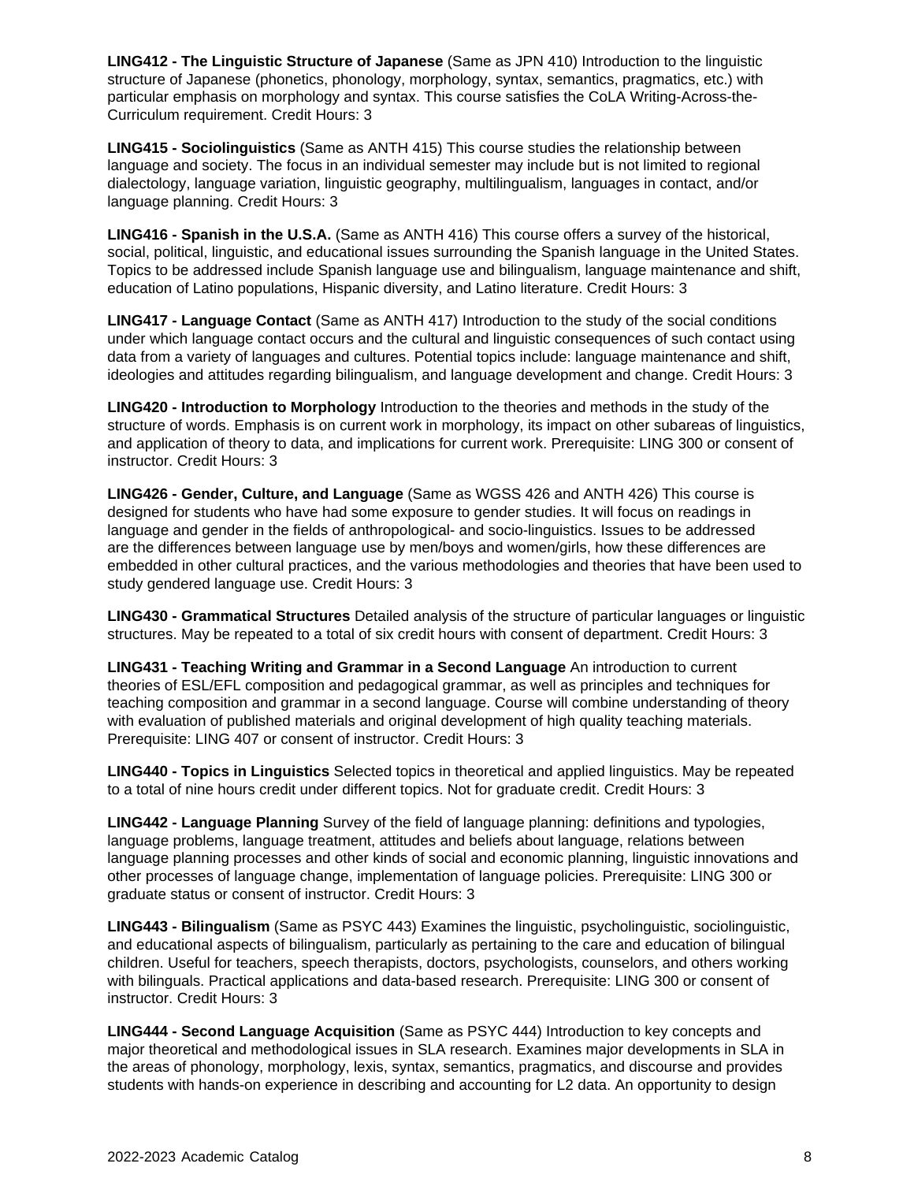**LING412 - The Linguistic Structure of Japanese** (Same as JPN 410) Introduction to the linguistic structure of Japanese (phonetics, phonology, morphology, syntax, semantics, pragmatics, etc.) with particular emphasis on morphology and syntax. This course satisfies the CoLA Writing-Across-the-Curriculum requirement. Credit Hours: 3

**LING415 - Sociolinguistics** (Same as ANTH 415) This course studies the relationship between language and society. The focus in an individual semester may include but is not limited to regional dialectology, language variation, linguistic geography, multilingualism, languages in contact, and/or language planning. Credit Hours: 3

**LING416 - Spanish in the U.S.A.** (Same as ANTH 416) This course offers a survey of the historical, social, political, linguistic, and educational issues surrounding the Spanish language in the United States. Topics to be addressed include Spanish language use and bilingualism, language maintenance and shift, education of Latino populations, Hispanic diversity, and Latino literature. Credit Hours: 3

**LING417 - Language Contact** (Same as ANTH 417) Introduction to the study of the social conditions under which language contact occurs and the cultural and linguistic consequences of such contact using data from a variety of languages and cultures. Potential topics include: language maintenance and shift, ideologies and attitudes regarding bilingualism, and language development and change. Credit Hours: 3

**LING420 - Introduction to Morphology** Introduction to the theories and methods in the study of the structure of words. Emphasis is on current work in morphology, its impact on other subareas of linguistics, and application of theory to data, and implications for current work. Prerequisite: LING 300 or consent of instructor. Credit Hours: 3

**LING426 - Gender, Culture, and Language** (Same as WGSS 426 and ANTH 426) This course is designed for students who have had some exposure to gender studies. It will focus on readings in language and gender in the fields of anthropological- and socio-linguistics. Issues to be addressed are the differences between language use by men/boys and women/girls, how these differences are embedded in other cultural practices, and the various methodologies and theories that have been used to study gendered language use. Credit Hours: 3

**LING430 - Grammatical Structures** Detailed analysis of the structure of particular languages or linguistic structures. May be repeated to a total of six credit hours with consent of department. Credit Hours: 3

**LING431 - Teaching Writing and Grammar in a Second Language** An introduction to current theories of ESL/EFL composition and pedagogical grammar, as well as principles and techniques for teaching composition and grammar in a second language. Course will combine understanding of theory with evaluation of published materials and original development of high quality teaching materials. Prerequisite: LING 407 or consent of instructor. Credit Hours: 3

**LING440 - Topics in Linguistics** Selected topics in theoretical and applied linguistics. May be repeated to a total of nine hours credit under different topics. Not for graduate credit. Credit Hours: 3

**LING442 - Language Planning** Survey of the field of language planning: definitions and typologies, language problems, language treatment, attitudes and beliefs about language, relations between language planning processes and other kinds of social and economic planning, linguistic innovations and other processes of language change, implementation of language policies. Prerequisite: LING 300 or graduate status or consent of instructor. Credit Hours: 3

**LING443 - Bilingualism** (Same as PSYC 443) Examines the linguistic, psycholinguistic, sociolinguistic, and educational aspects of bilingualism, particularly as pertaining to the care and education of bilingual children. Useful for teachers, speech therapists, doctors, psychologists, counselors, and others working with bilinguals. Practical applications and data-based research. Prerequisite: LING 300 or consent of instructor. Credit Hours: 3

**LING444 - Second Language Acquisition** (Same as PSYC 444) Introduction to key concepts and major theoretical and methodological issues in SLA research. Examines major developments in SLA in the areas of phonology, morphology, lexis, syntax, semantics, pragmatics, and discourse and provides students with hands-on experience in describing and accounting for L2 data. An opportunity to design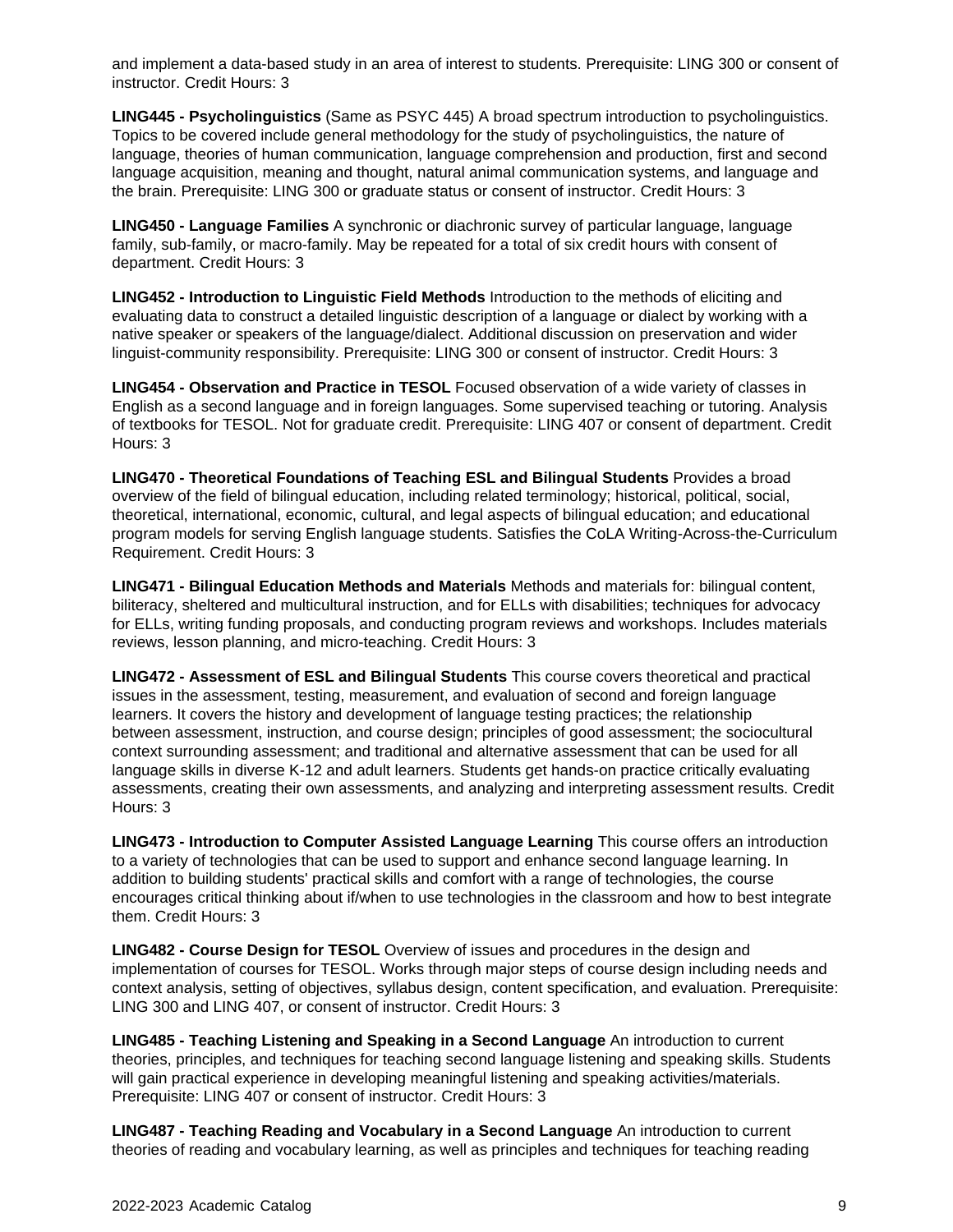and implement a data-based study in an area of interest to students. Prerequisite: LING 300 or consent of instructor. Credit Hours: 3

**LING445 - Psycholinguistics** (Same as PSYC 445) A broad spectrum introduction to psycholinguistics. Topics to be covered include general methodology for the study of psycholinguistics, the nature of language, theories of human communication, language comprehension and production, first and second language acquisition, meaning and thought, natural animal communication systems, and language and the brain. Prerequisite: LING 300 or graduate status or consent of instructor. Credit Hours: 3

**LING450 - Language Families** A synchronic or diachronic survey of particular language, language family, sub-family, or macro-family. May be repeated for a total of six credit hours with consent of department. Credit Hours: 3

**LING452 - Introduction to Linguistic Field Methods** Introduction to the methods of eliciting and evaluating data to construct a detailed linguistic description of a language or dialect by working with a native speaker or speakers of the language/dialect. Additional discussion on preservation and wider linguist-community responsibility. Prerequisite: LING 300 or consent of instructor. Credit Hours: 3

**LING454 - Observation and Practice in TESOL** Focused observation of a wide variety of classes in English as a second language and in foreign languages. Some supervised teaching or tutoring. Analysis of textbooks for TESOL. Not for graduate credit. Prerequisite: LING 407 or consent of department. Credit Hours: 3

**LING470 - Theoretical Foundations of Teaching ESL and Bilingual Students** Provides a broad overview of the field of bilingual education, including related terminology; historical, political, social, theoretical, international, economic, cultural, and legal aspects of bilingual education; and educational program models for serving English language students. Satisfies the CoLA Writing-Across-the-Curriculum Requirement. Credit Hours: 3

**LING471 - Bilingual Education Methods and Materials** Methods and materials for: bilingual content, biliteracy, sheltered and multicultural instruction, and for ELLs with disabilities; techniques for advocacy for ELLs, writing funding proposals, and conducting program reviews and workshops. Includes materials reviews, lesson planning, and micro-teaching. Credit Hours: 3

**LING472 - Assessment of ESL and Bilingual Students** This course covers theoretical and practical issues in the assessment, testing, measurement, and evaluation of second and foreign language learners. It covers the history and development of language testing practices; the relationship between assessment, instruction, and course design; principles of good assessment; the sociocultural context surrounding assessment; and traditional and alternative assessment that can be used for all language skills in diverse K-12 and adult learners. Students get hands-on practice critically evaluating assessments, creating their own assessments, and analyzing and interpreting assessment results. Credit Hours: 3

**LING473 - Introduction to Computer Assisted Language Learning** This course offers an introduction to a variety of technologies that can be used to support and enhance second language learning. In addition to building students' practical skills and comfort with a range of technologies, the course encourages critical thinking about if/when to use technologies in the classroom and how to best integrate them. Credit Hours: 3

**LING482 - Course Design for TESOL** Overview of issues and procedures in the design and implementation of courses for TESOL. Works through major steps of course design including needs and context analysis, setting of objectives, syllabus design, content specification, and evaluation. Prerequisite: LING 300 and LING 407, or consent of instructor. Credit Hours: 3

**LING485 - Teaching Listening and Speaking in a Second Language** An introduction to current theories, principles, and techniques for teaching second language listening and speaking skills. Students will gain practical experience in developing meaningful listening and speaking activities/materials. Prerequisite: LING 407 or consent of instructor. Credit Hours: 3

**LING487 - Teaching Reading and Vocabulary in a Second Language** An introduction to current theories of reading and vocabulary learning, as well as principles and techniques for teaching reading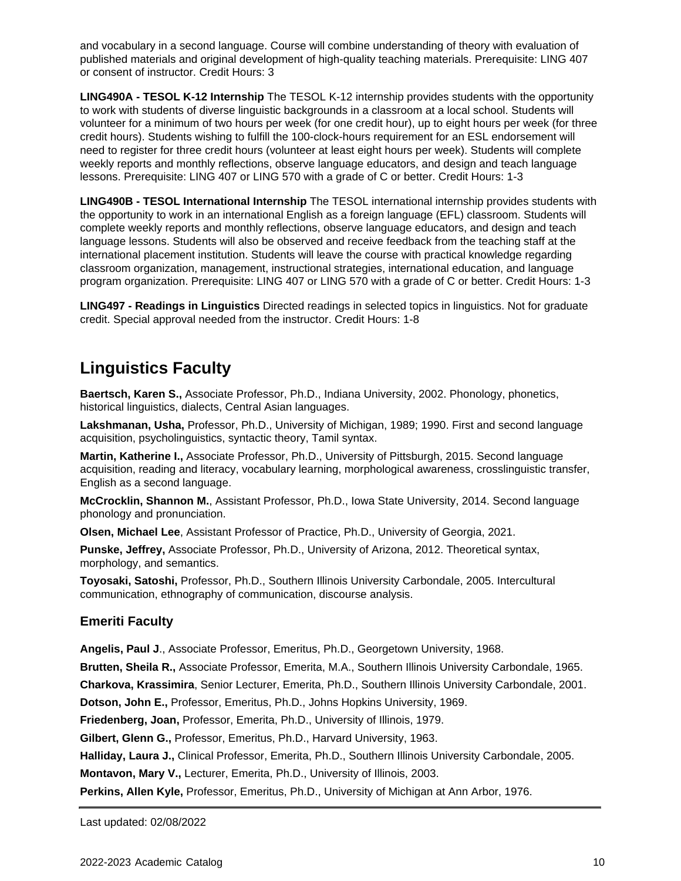and vocabulary in a second language. Course will combine understanding of theory with evaluation of published materials and original development of high-quality teaching materials. Prerequisite: LING 407 or consent of instructor. Credit Hours: 3

**LING490A - TESOL K-12 Internship** The TESOL K-12 internship provides students with the opportunity to work with students of diverse linguistic backgrounds in a classroom at a local school. Students will volunteer for a minimum of two hours per week (for one credit hour), up to eight hours per week (for three credit hours). Students wishing to fulfill the 100-clock-hours requirement for an ESL endorsement will need to register for three credit hours (volunteer at least eight hours per week). Students will complete weekly reports and monthly reflections, observe language educators, and design and teach language lessons. Prerequisite: LING 407 or LING 570 with a grade of C or better. Credit Hours: 1-3

**LING490B - TESOL International Internship** The TESOL international internship provides students with the opportunity to work in an international English as a foreign language (EFL) classroom. Students will complete weekly reports and monthly reflections, observe language educators, and design and teach language lessons. Students will also be observed and receive feedback from the teaching staff at the international placement institution. Students will leave the course with practical knowledge regarding classroom organization, management, instructional strategies, international education, and language program organization. Prerequisite: LING 407 or LING 570 with a grade of C or better. Credit Hours: 1-3

**LING497 - Readings in Linguistics** Directed readings in selected topics in linguistics. Not for graduate credit. Special approval needed from the instructor. Credit Hours: 1-8

# Linguistics Faculty

**Baertsch, Karen S.,** Associate Professor, Ph.D., Indiana University, 2002. Phonology, phonetics, historical linguistics, dialects, Central Asian languages.

**Lakshmanan, Usha,** Professor, Ph.D., University of Michigan, 1989; 1990. First and second language acquisition, psycholinguistics, syntactic theory, Tamil syntax.

**Martin, Katherine I.,** Associate Professor, Ph.D., University of Pittsburgh, 2015. Second language acquisition, reading and literacy, vocabulary learning, morphological awareness, crosslinguistic transfer, English as a second language.

**McCrocklin, Shannon M.**, Assistant Professor, Ph.D., Iowa State University, 2014. Second language phonology and pronunciation.

**Olsen, Michael Lee**, Assistant Professor of Practice, Ph.D., University of Georgia, 2021.

**Punske, Jeffrey,** Associate Professor, Ph.D., University of Arizona, 2012. Theoretical syntax, morphology, and semantics.

**Toyosaki, Satoshi,** Professor, Ph.D., Southern Illinois University Carbondale, 2005. Intercultural communication, ethnography of communication, discourse analysis.

## Emeriti Faculty

**Angelis, Paul J**., Associate Professor, Emeritus, Ph.D., Georgetown University, 1968.

**Brutten, Sheila R.,** Associate Professor, Emerita, M.A., Southern Illinois University Carbondale, 1965.

**Charkova, Krassimira**, Senior Lecturer, Emerita, Ph.D., Southern Illinois University Carbondale, 2001.

**Dotson, John E.,** Professor, Emeritus, Ph.D., Johns Hopkins University, 1969.

**Friedenberg, Joan,** Professor, Emerita, Ph.D., University of Illinois, 1979.

**Gilbert, Glenn G.,** Professor, Emeritus, Ph.D., Harvard University, 1963.

**Halliday, Laura J.,** Clinical Professor, Emerita, Ph.D., Southern Illinois University Carbondale, 2005.

**Montavon, Mary V.,** Lecturer, Emerita, Ph.D., University of Illinois, 2003.

**Perkins, Allen Kyle,** Professor, Emeritus, Ph.D., University of Michigan at Ann Arbor, 1976.

Last updated: 02/08/2022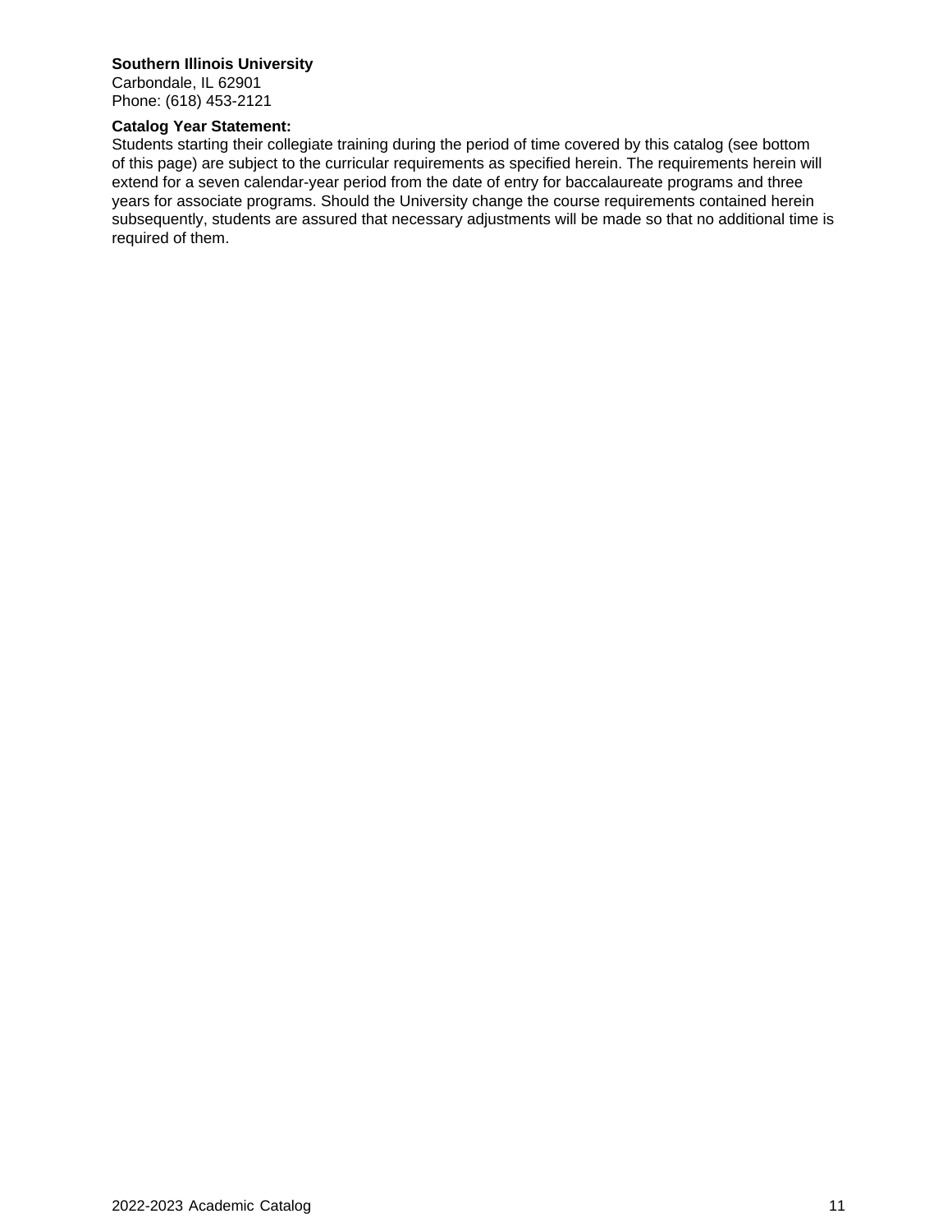**Southern Illinois University**
Carbondale, IL 62901
Phone: (618) 453-2121

**Catalog Year Statement:**
Students starting their collegiate training during the period of time covered by this catalog (see bottom of this page) are subject to the curricular requirements as specified herein. The requirements herein will extend for a seven calendar-year period from the date of entry for baccalaureate programs and three years for associate programs. Should the University change the course requirements contained herein subsequently, students are assured that necessary adjustments will be made so that no additional time is required of them.